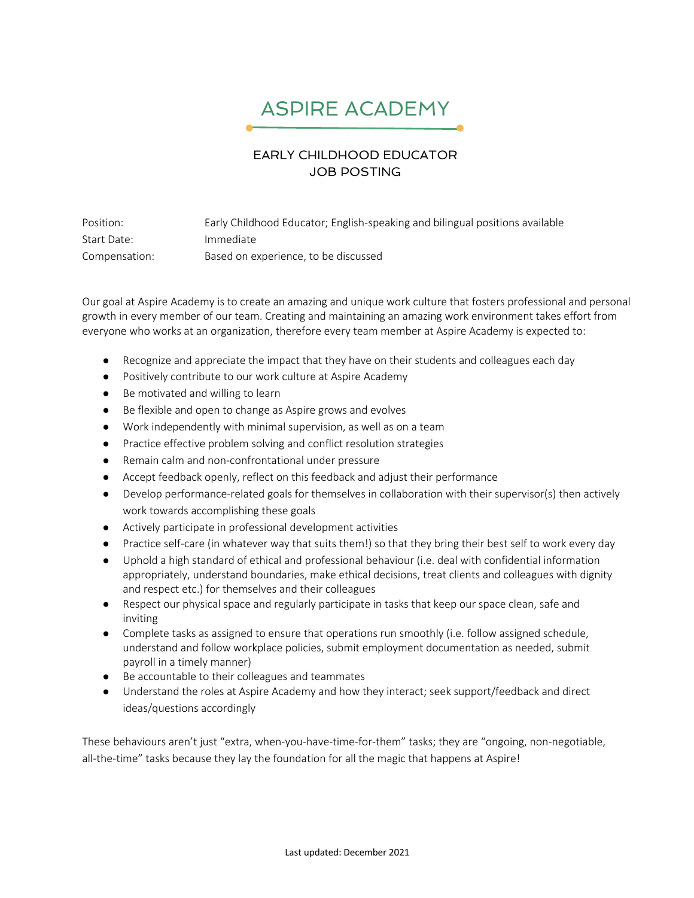# ASPIRE ACADEMY

## EARLY CHILDHOOD EDUCATOR
## JOB POSTING

| | |
|---|---|
| Position: | Early Childhood Educator; English-speaking and bilingual positions available |
| Start Date: | Immediate |
| Compensation: | Based on experience, to be discussed |

Our goal at Aspire Academy is to create an amazing and unique work culture that fosters professional and personal growth in every member of our team. Creating and maintaining an amazing work environment takes effort from everyone who works at an organization, therefore every team member at Aspire Academy is expected to:

- Recognize and appreciate the impact that they have on their students and colleagues each day
- Positively contribute to our work culture at Aspire Academy
- Be motivated and willing to learn
- Be flexible and open to change as Aspire grows and evolves
- Work independently with minimal supervision, as well as on a team
- Practice effective problem solving and conflict resolution strategies
- Remain calm and non-confrontational under pressure
- Accept feedback openly, reflect on this feedback and adjust their performance
- Develop performance-related goals for themselves in collaboration with their supervisor(s) then actively work towards accomplishing these goals
- Actively participate in professional development activities
- Practice self-care (in whatever way that suits them!) so that they bring their best self to work every day
- Uphold a high standard of ethical and professional behaviour (i.e. deal with confidential information appropriately, understand boundaries, make ethical decisions, treat clients and colleagues with dignity and respect etc.) for themselves and their colleagues
- Respect our physical space and regularly participate in tasks that keep our space clean, safe and inviting
- Complete tasks as assigned to ensure that operations run smoothly (i.e. follow assigned schedule, understand and follow workplace policies, submit employment documentation as needed, submit payroll in a timely manner)
- Be accountable to their colleagues and teammates
- Understand the roles at Aspire Academy and how they interact; seek support/feedback and direct ideas/questions accordingly

These behaviours aren't just "extra, when-you-have-time-for-them" tasks; they are "ongoing, non-negotiable, all-the-time" tasks because they lay the foundation for all the magic that happens at Aspire!

Last updated: December 2021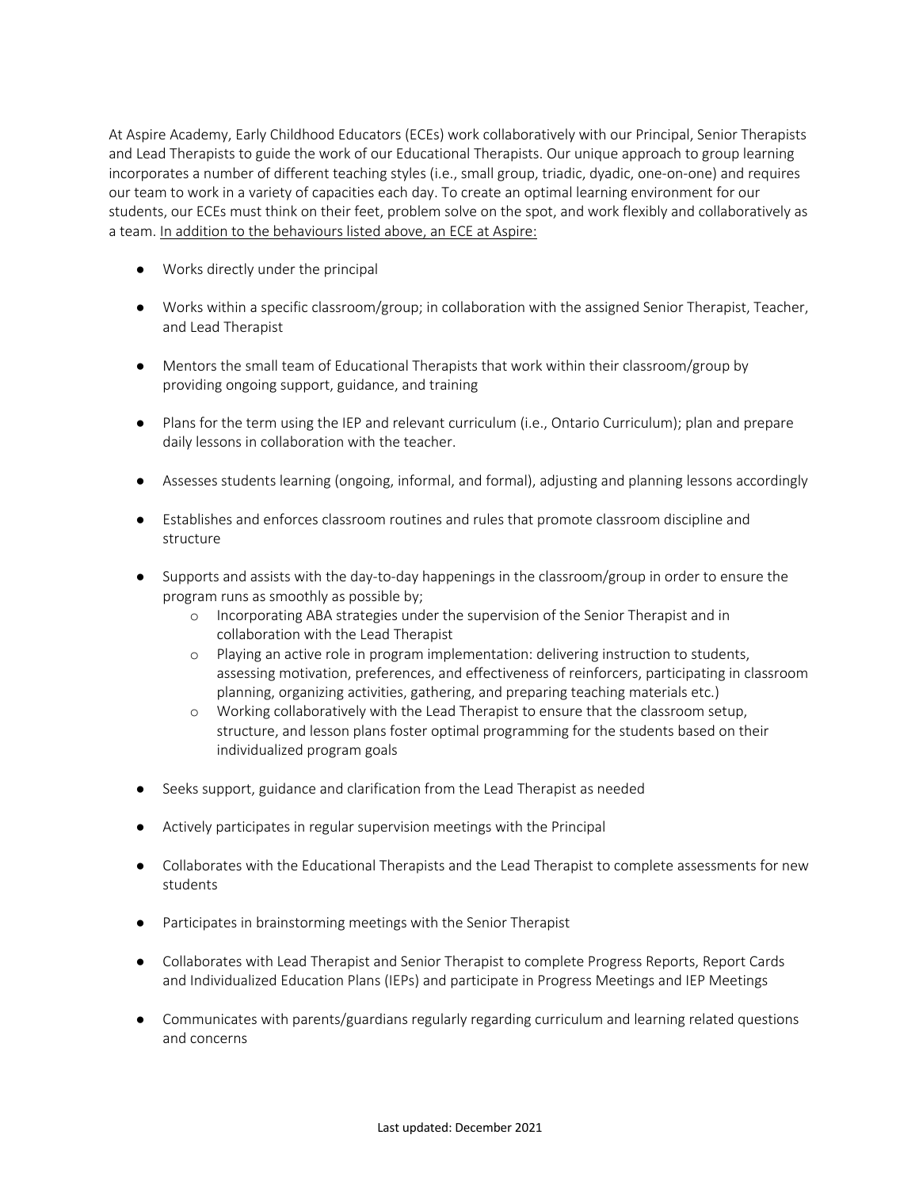At Aspire Academy, Early Childhood Educators (ECEs) work collaboratively with our Principal, Senior Therapists and Lead Therapists to guide the work of our Educational Therapists. Our unique approach to group learning incorporates a number of different teaching styles (i.e., small group, triadic, dyadic, one-on-one) and requires our team to work in a variety of capacities each day. To create an optimal learning environment for our students, our ECEs must think on their feet, problem solve on the spot, and work flexibly and collaboratively as a team. <u>In addition to the behaviours listed above, an ECE at Aspire:</u>

- Works directly under the principal
- Works within a specific classroom/group; in collaboration with the assigned Senior Therapist, Teacher, and Lead Therapist
- Mentors the small team of Educational Therapists that work within their classroom/group by providing ongoing support, guidance, and training
- Plans for the term using the IEP and relevant curriculum (i.e., Ontario Curriculum); plan and prepare daily lessons in collaboration with the teacher.
- Assesses students learning (ongoing, informal, and formal), adjusting and planning lessons accordingly
- Establishes and enforces classroom routines and rules that promote classroom discipline and structure
- Supports and assists with the day-to-day happenings in the classroom/group in order to ensure the program runs as smoothly as possible by;
  - Incorporating ABA strategies under the supervision of the Senior Therapist and in collaboration with the Lead Therapist
  - Playing an active role in program implementation: delivering instruction to students, assessing motivation, preferences, and effectiveness of reinforcers, participating in classroom planning, organizing activities, gathering, and preparing teaching materials etc.)
  - Working collaboratively with the Lead Therapist to ensure that the classroom setup, structure, and lesson plans foster optimal programming for the students based on their individualized program goals
- Seeks support, guidance and clarification from the Lead Therapist as needed
- Actively participates in regular supervision meetings with the Principal
- Collaborates with the Educational Therapists and the Lead Therapist to complete assessments for new students
- Participates in brainstorming meetings with the Senior Therapist
- Collaborates with Lead Therapist and Senior Therapist to complete Progress Reports, Report Cards and Individualized Education Plans (IEPs) and participate in Progress Meetings and IEP Meetings
- Communicates with parents/guardians regularly regarding curriculum and learning related questions and concerns

Last updated: December 2021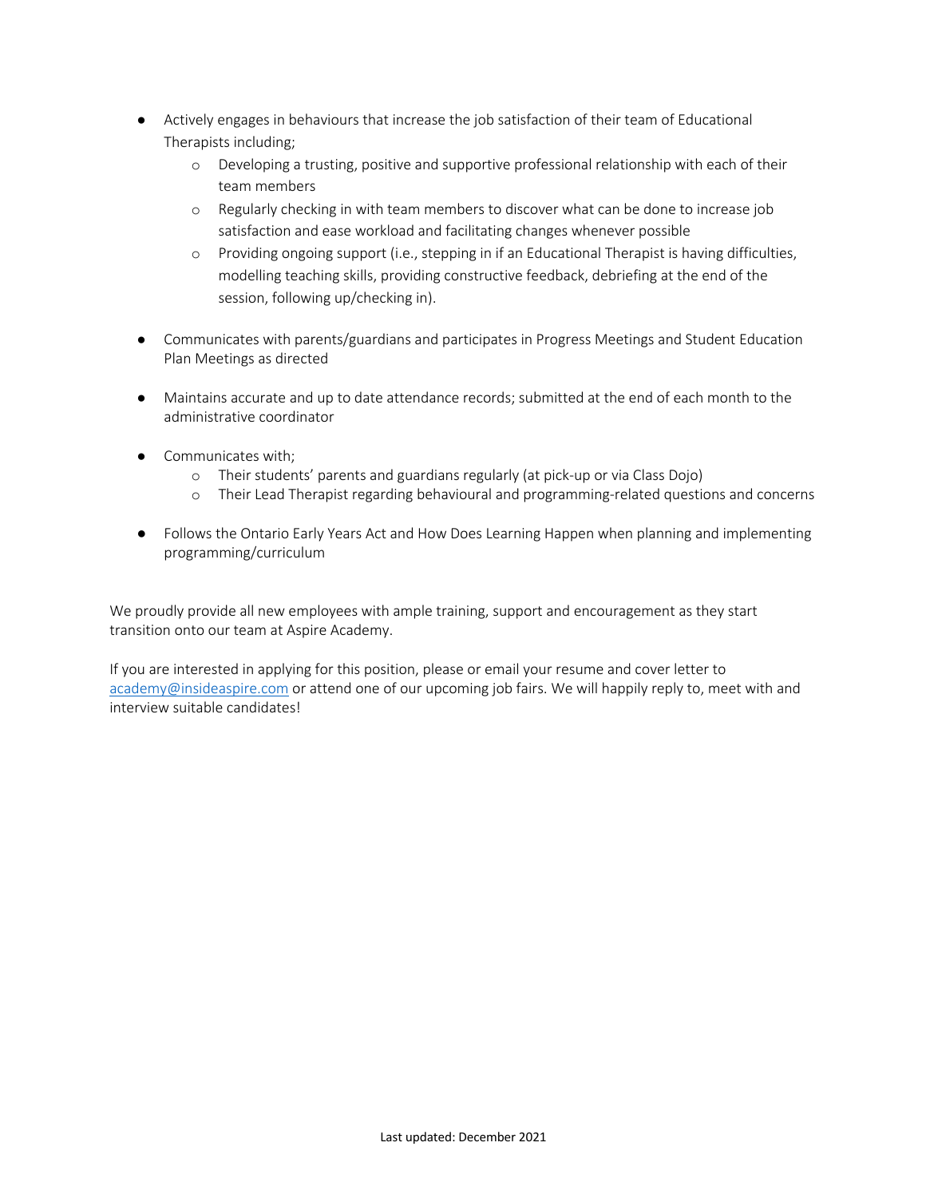- Actively engages in behaviours that increase the job satisfaction of their team of Educational Therapists including;
  - Developing a trusting, positive and supportive professional relationship with each of their team members
  - Regularly checking in with team members to discover what can be done to increase job satisfaction and ease workload and facilitating changes whenever possible
  - Providing ongoing support (i.e., stepping in if an Educational Therapist is having difficulties, modelling teaching skills, providing constructive feedback, debriefing at the end of the session, following up/checking in).

- Communicates with parents/guardians and participates in Progress Meetings and Student Education Plan Meetings as directed

- Maintains accurate and up to date attendance records; submitted at the end of each month to the administrative coordinator

- Communicates with;
  - Their students' parents and guardians regularly (at pick-up or via Class Dojo)
  - Their Lead Therapist regarding behavioural and programming-related questions and concerns

- Follows the Ontario Early Years Act and How Does Learning Happen when planning and implementing programming/curriculum

We proudly provide all new employees with ample training, support and encouragement as they start transition onto our team at Aspire Academy.

If you are interested in applying for this position, please or email your resume and cover letter to [academy@insideaspire.com](mailto:academy@insideaspire.com) or attend one of our upcoming job fairs. We will happily reply to, meet with and interview suitable candidates!

Last updated: December 2021